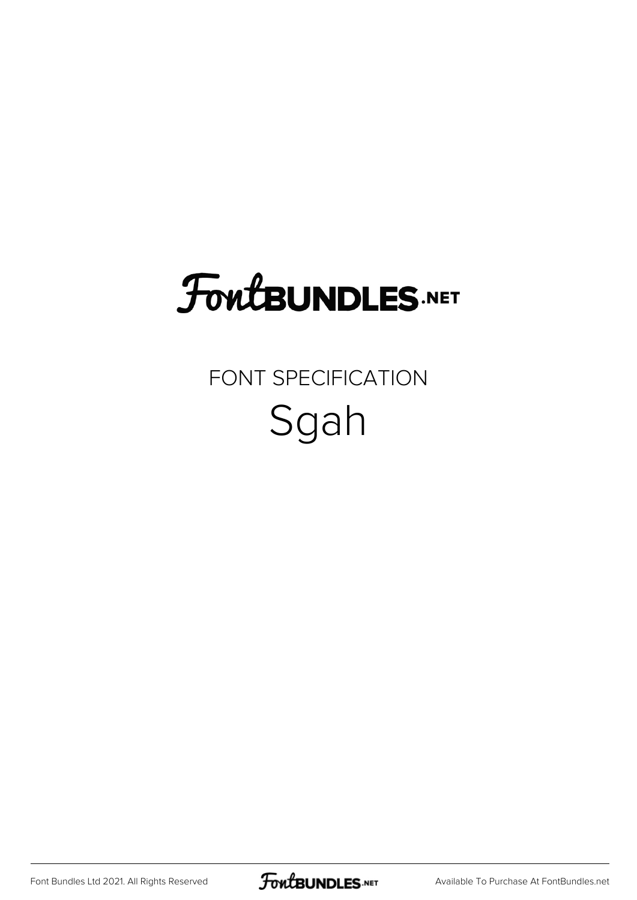# FontBUNDLES.NET

FONT SPECIFICATION

## Sgah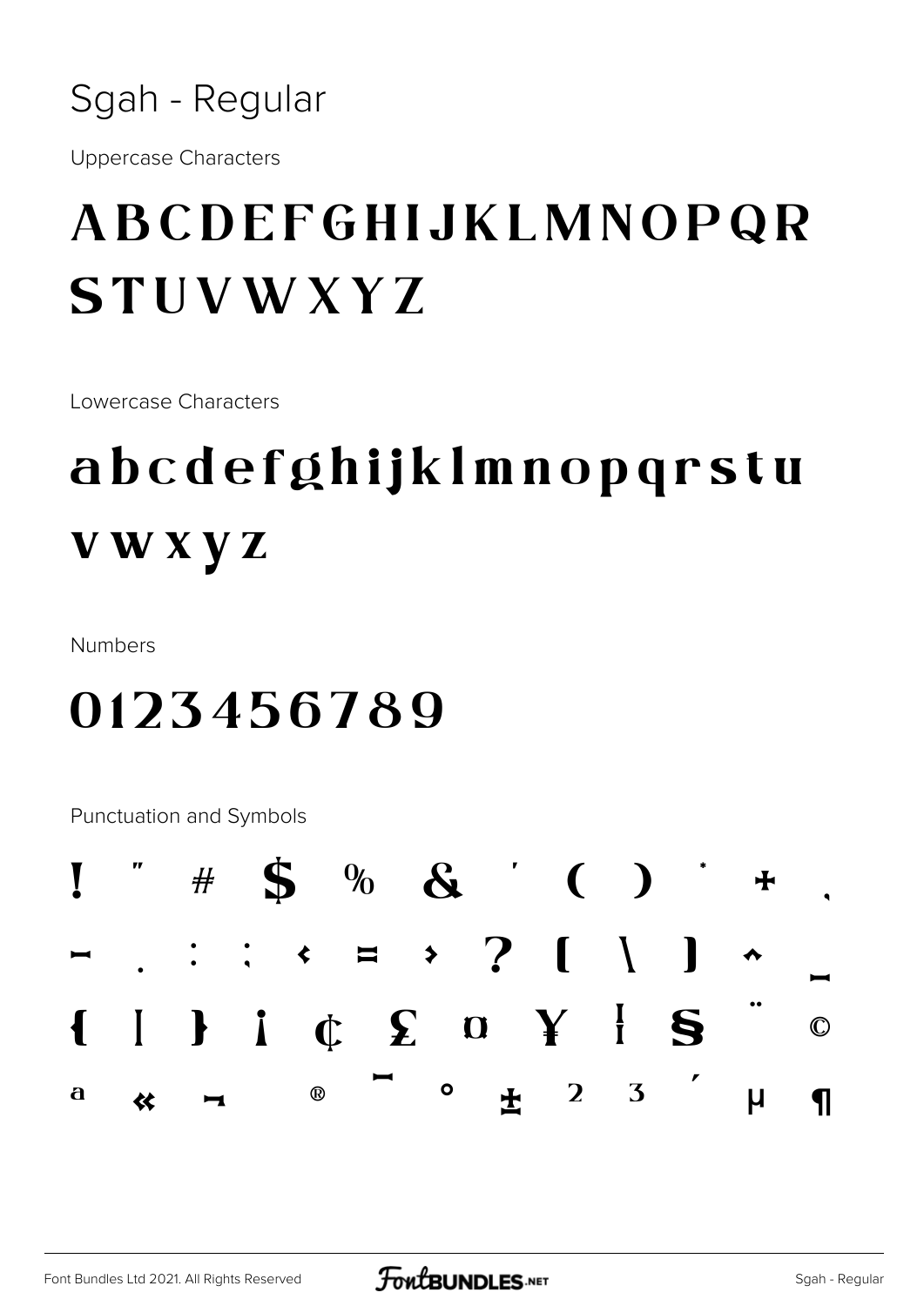Sgah - Regular

Uppercase Characters

# ABCDEFGHIJKLMNOPQR STUVWXYZ

Lowercase Characters

# abcdefghijklmnopqrstu vwxyz

Numbers

# 0123456789

Punctuation and Symbols

! " # $ % & ' ( ) * + ,
- . : ; < = > ? [ \ ] ^ _
{ | } ¡ ¢ £ ¤ ¥ ¦ § ¨ ©
ª « ¬ ® ¯ ° ± ² ³ ´ µ ¶

Font Bundles Ltd 2021. All Rights Reserved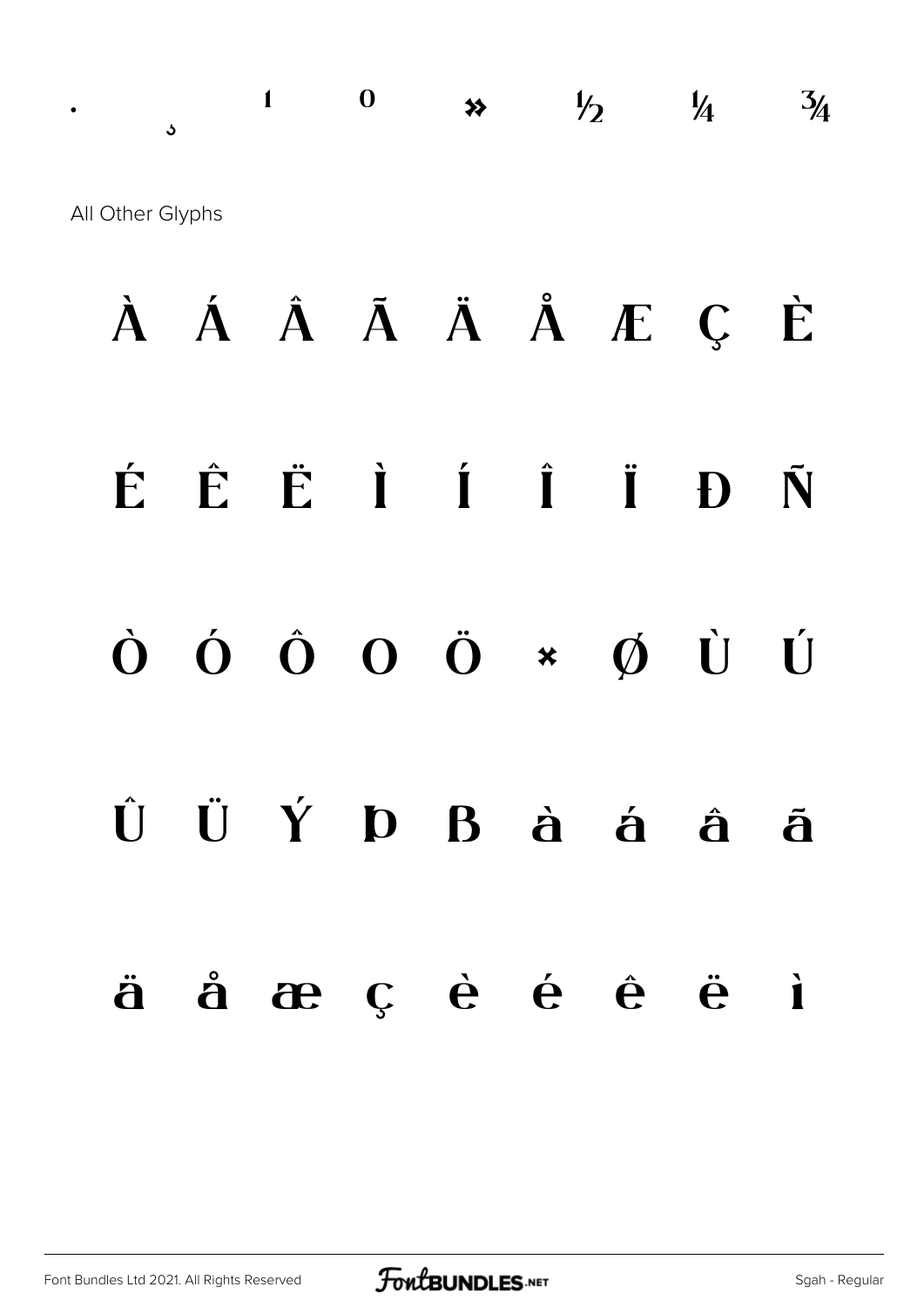· ¸ ¹ º » ½ ¼ ¾

All Other Glyphs

À Á Â Ã Ä Å Æ Ç È

É Ê Ë Ì Í Î Ï Ð Ñ

Ò Ó Ô Õ Ö × Ø Ù Ú

Û Ü Ý Þ ß à á â ã

ä å æ ç è é ê ë ì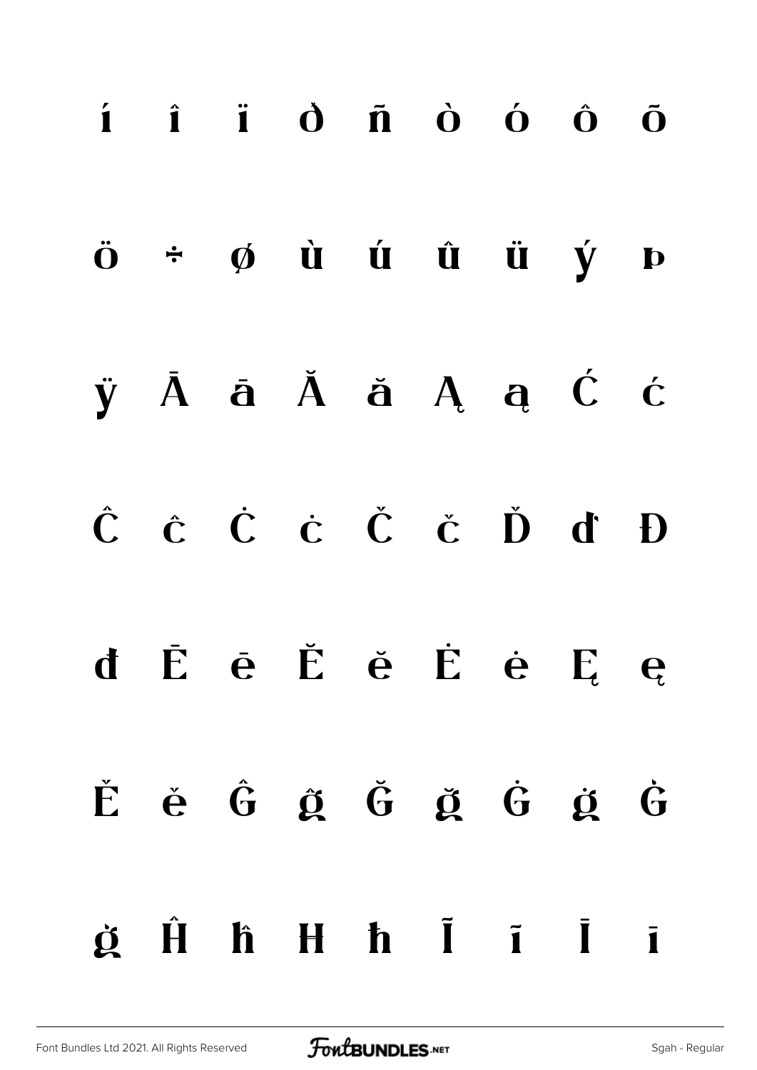í î ï ð ñ ò ó ô õ

ö ÷ ø ù ú û ü ý þ

ÿ Ā ā Ă ă Ą ą Ć ć

Ĉ ĉ Ċ ċ Č č Ď ď Đ

đ Ē ē Ĕ ĕ Ė ė Ę ę

Ě ě Ĝ ĝ Ğ ğ Ġ ġ Ģ

ģ Ĥ ĥ Ħ ħ Ĩ ĩ Ī ī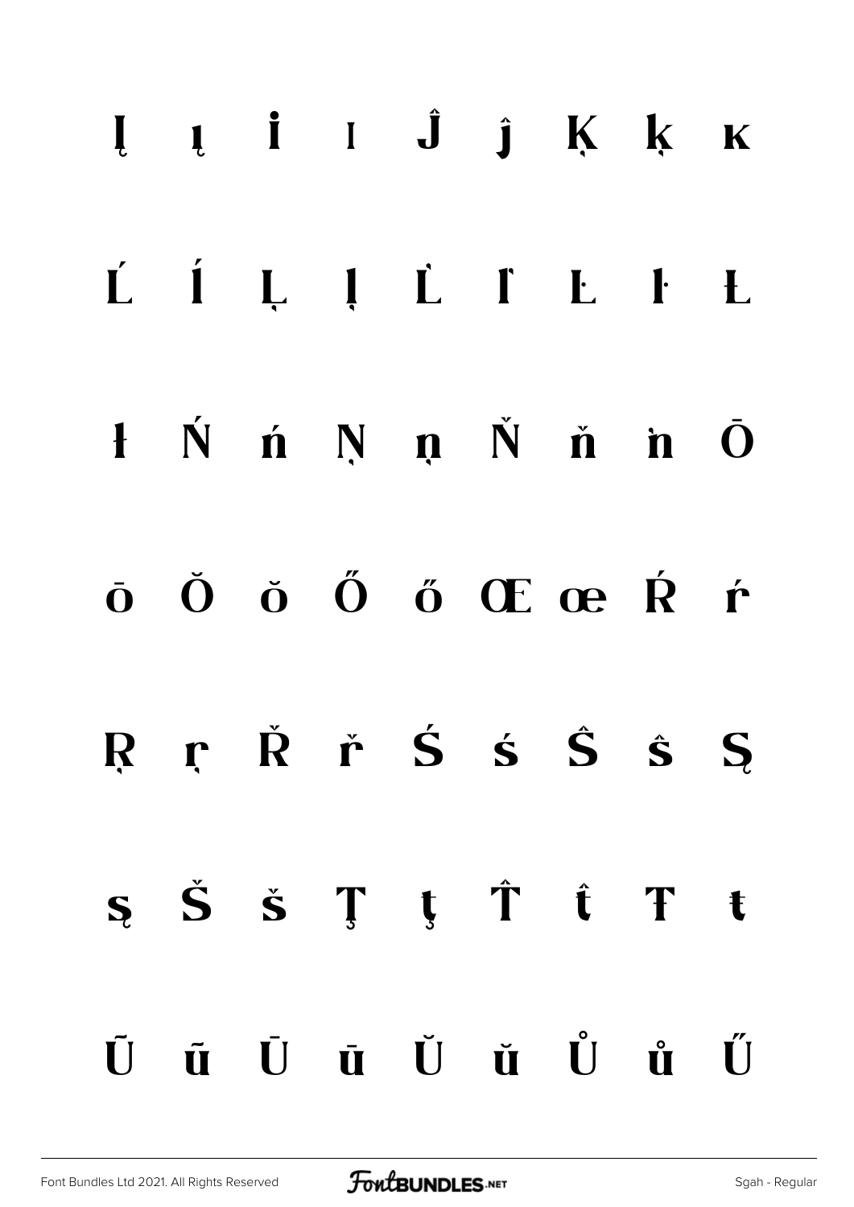Į į İ ı Ĵ ĵ Ķ ķ ĸ

Ĺ ĺ Ļ ļ Ľ ľ Ŀ ŀ Ł

ł Ń ń Ņ ņ Ň ň ŉ Ō

ō Ŏ ŏ Ő ő Œ œ Ŕ ŕ

Ŗ ŗ Ř ř Ś ś Ŝ ŝ Ş

ş Š š Ţ ţ Ť ť Ŧ ŧ

Ũ ũ Ū ū Ŭ ŭ Ů ů Ű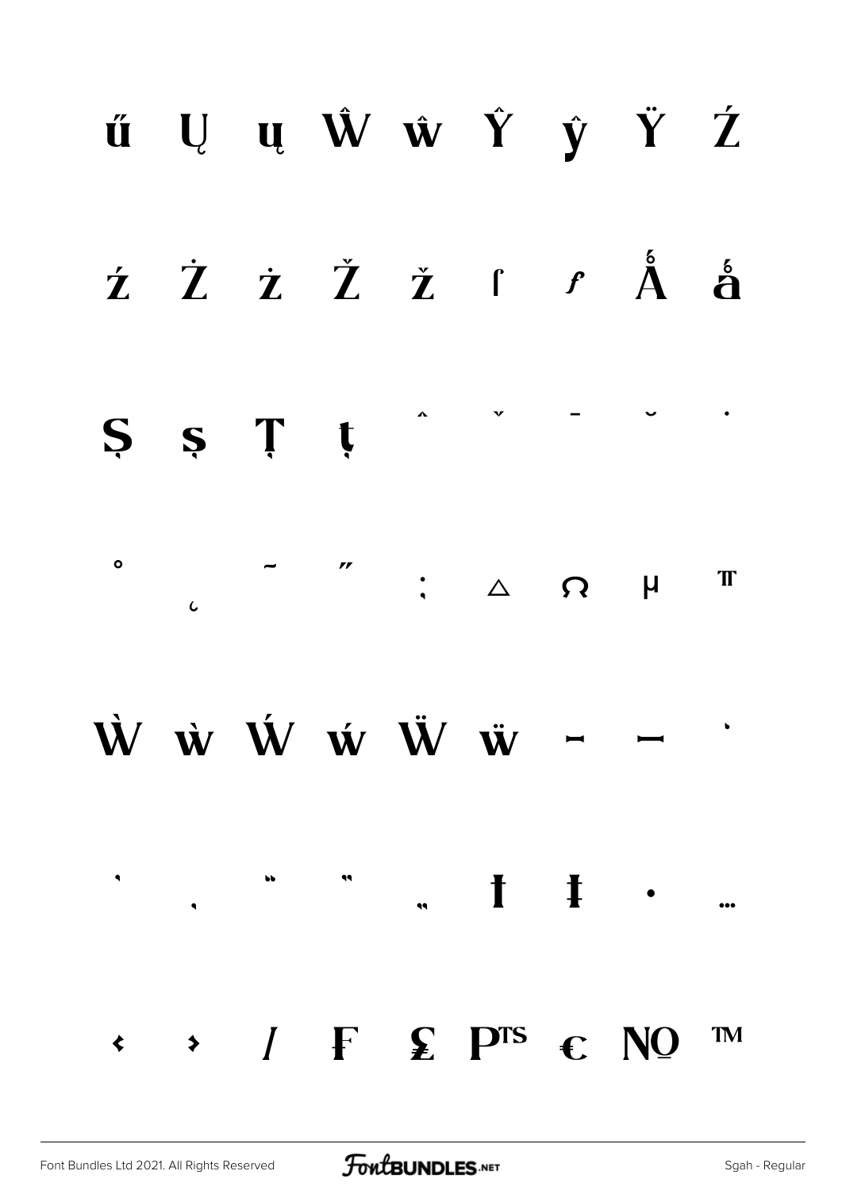ű Ų ų Ŵ ŵ Ŷ ŷ Ÿ Ź

ź Ż ż Ž ž ſ ƒ Ǻ ǻ

Ș ș Ț ț ˆ ˇ ˉ ˘ ˙

˚ ˛ ˜ ˝ ; △ Ω µ π

Ẁ ẁ Ẃ ẃ Ẅ ẅ – — ‘

’ ‚ “ ” „ † ‡ • …

‹ › ⁄ ₣ ₤ ₧ € № ™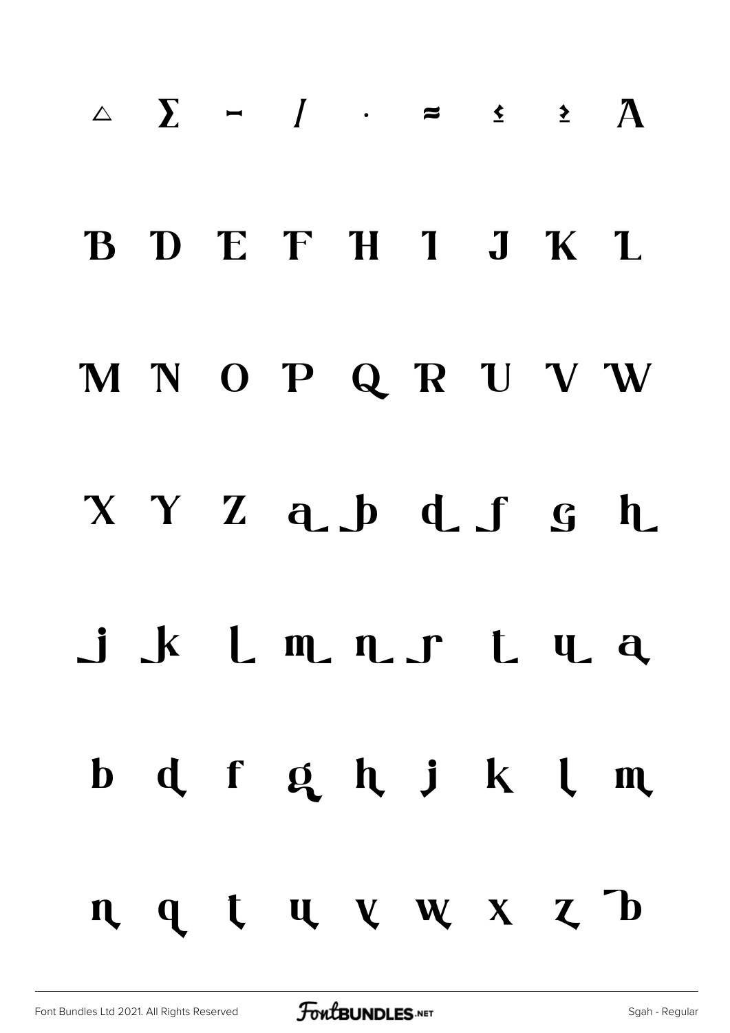△ ∑ − / · ≈ ≤ ≥ A

B D E F H I J K L

M N O P Q R U V W

X Y Z a b d f g h

j k l m n r t u a

b d f g h j k l m

n q t u v w x z b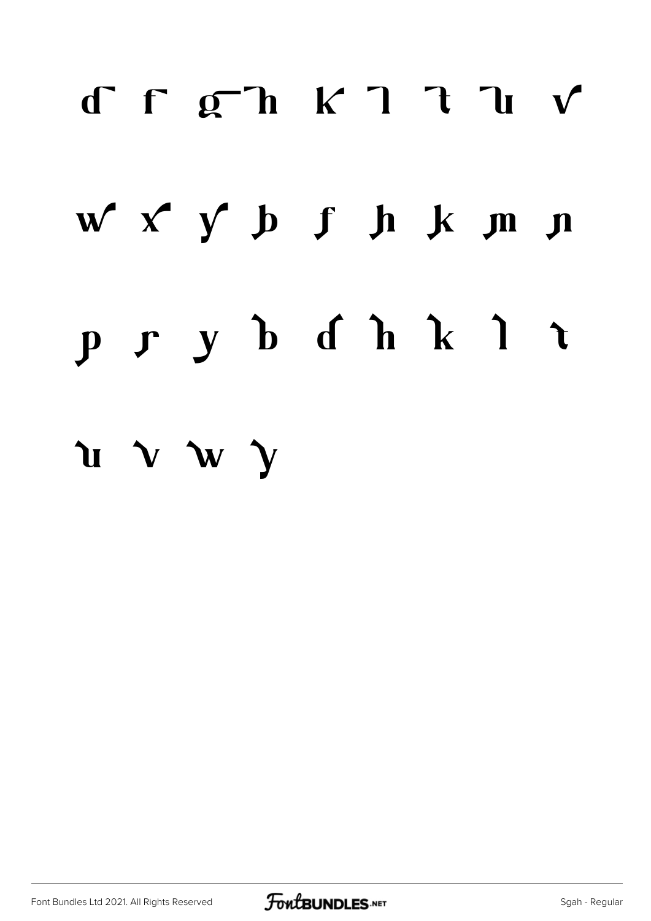ɗ ғ ɠ ɦ ƙ ɿ ʈ ɥ ʋ

ʍ ӽ ɣ ƃ ʄ ɧ ƙ ɱ ɲ

ƥ ɼ ƴ ɓ ɗ ɦ ƙ ɭ ʈ

ɥ ʌ ʍ ɣ